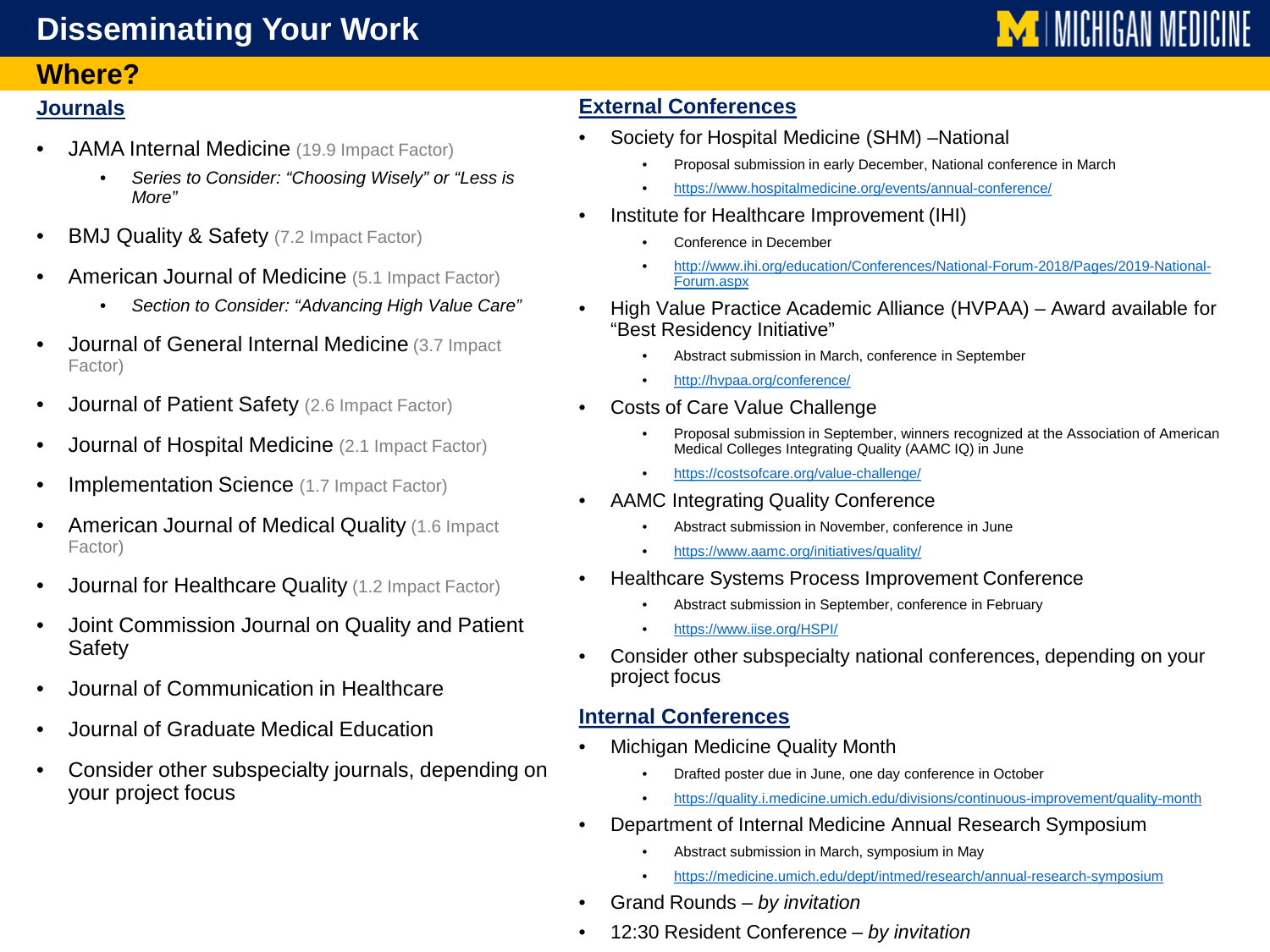# Disseminating Your Work

## Where?

### Journals

- JAMA Internal Medicine (19.9 Impact Factor)
  - *Series to Consider: "Choosing Wisely" or "Less is More"*
- BMJ Quality & Safety (7.2 Impact Factor)
- American Journal of Medicine (5.1 Impact Factor)
  - *Section to Consider: "Advancing High Value Care"*
- Journal of General Internal Medicine (3.7 Impact Factor)
- Journal of Patient Safety (2.6 Impact Factor)
- Journal of Hospital Medicine (2.1 Impact Factor)
- Implementation Science (1.7 Impact Factor)
- American Journal of Medical Quality (1.6 Impact Factor)
- Journal for Healthcare Quality (1.2 Impact Factor)
- Joint Commission Journal on Quality and Patient Safety
- Journal of Communication in Healthcare
- Journal of Graduate Medical Education
- Consider other subspecialty journals, depending on your project focus

### External Conferences

- Society for Hospital Medicine (SHM) –National
  - Proposal submission in early December, National conference in March
  - https://www.hospitalmedicine.org/events/annual-conference/
- Institute for Healthcare Improvement (IHI)
  - Conference in December
  - http://www.ihi.org/education/Conferences/National-Forum-2018/Pages/2019-National-Forum.aspx
- High Value Practice Academic Alliance (HVPAA) – Award available for "Best Residency Initiative"
  - Abstract submission in March, conference in September
  - http://hvpaa.org/conference/
- Costs of Care Value Challenge
  - Proposal submission in September, winners recognized at the Association of American Medical Colleges Integrating Quality (AAMC IQ) in June
  - https://costsofcare.org/value-challenge/
- AAMC Integrating Quality Conference
  - Abstract submission in November, conference in June
  - https://www.aamc.org/initiatives/quality/
- Healthcare Systems Process Improvement Conference
  - Abstract submission in September, conference in February
  - https://www.iise.org/HSPI/
- Consider other subspecialty national conferences, depending on your project focus

### Internal Conferences

- Michigan Medicine Quality Month
  - Drafted poster due in June, one day conference in October
  - https://quality.i.medicine.umich.edu/divisions/continuous-improvement/quality-month
- Department of Internal Medicine Annual Research Symposium
  - Abstract submission in March, symposium in May
  - https://medicine.umich.edu/dept/intmed/research/annual-research-symposium
- Grand Rounds – *by invitation*
- 12:30 Resident Conference – *by invitation*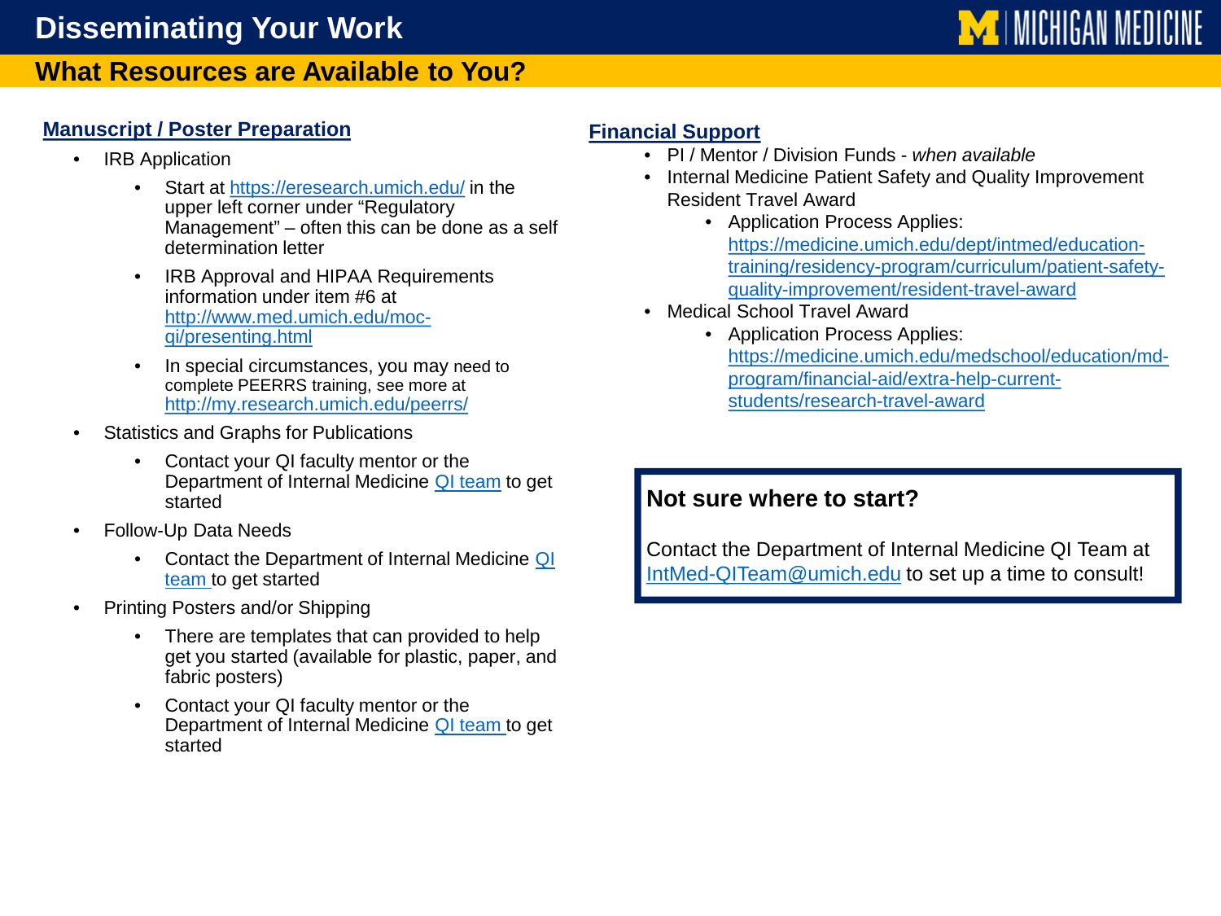# Disseminating Your Work

## What Resources are Available to You?

### Manuscript / Poster Preparation

- IRB Application
  - Start at https://eresearch.umich.edu/ in the upper left corner under "Regulatory Management" – often this can be done as a self determination letter
  - IRB Approval and HIPAA Requirements information under item #6 at http://www.med.umich.edu/moc-qi/presenting.html
  - In special circumstances, you may need to complete PEERRS training, see more at http://my.research.umich.edu/peerrs/
- Statistics and Graphs for Publications
  - Contact your QI faculty mentor or the Department of Internal Medicine QI team to get started
- Follow-Up Data Needs
  - Contact the Department of Internal Medicine QI team to get started
- Printing Posters and/or Shipping
  - There are templates that can provided to help get you started (available for plastic, paper, and fabric posters)
  - Contact your QI faculty mentor or the Department of Internal Medicine QI team to get started

### Financial Support

- PI / Mentor / Division Funds - *when available*
- Internal Medicine Patient Safety and Quality Improvement Resident Travel Award
  - Application Process Applies: https://medicine.umich.edu/dept/intmed/education-training/residency-program/curriculum/patient-safety-quality-improvement/resident-travel-award
- Medical School Travel Award
  - Application Process Applies: https://medicine.umich.edu/medschool/education/md-program/financial-aid/extra-help-current-students/research-travel-award

**Not sure where to start?**

Contact the Department of Internal Medicine QI Team at IntMed-QITeam@umich.edu to set up a time to consult!